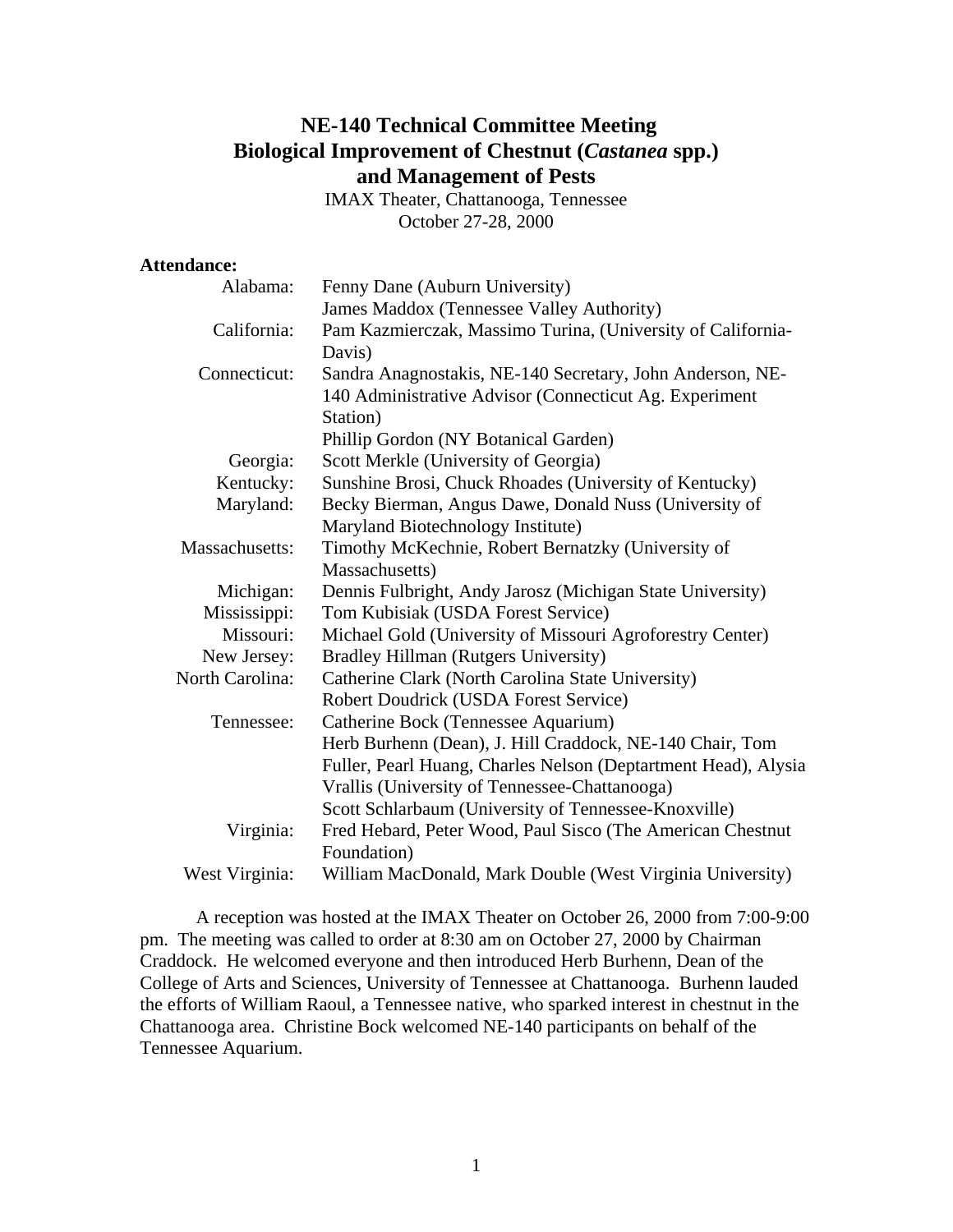# NE-140 Technical Committee Meeting
# Biological Improvement of Chestnut (*Castanea* spp.) and Management of Pests

IMAX Theater, Chattanooga, Tennessee
October 27-28, 2000

**Attendance:**

| | |
|---|---|
| Alabama: | Fenny Dane (Auburn University) |
| | James Maddox (Tennessee Valley Authority) |
| California: | Pam Kazmierczak, Massimo Turina, (University of California-Davis) |
| Connecticut: | Sandra Anagnostakis, NE-140 Secretary, John Anderson, NE-140 Administrative Advisor (Connecticut Ag. Experiment Station) |
| | Phillip Gordon (NY Botanical Garden) |
| Georgia: | Scott Merkle (University of Georgia) |
| Kentucky: | Sunshine Brosi, Chuck Rhoades (University of Kentucky) |
| Maryland: | Becky Bierman, Angus Dawe, Donald Nuss (University of Maryland Biotechnology Institute) |
| Massachusetts: | Timothy McKechnie, Robert Bernatzky (University of Massachusetts) |
| Michigan: | Dennis Fulbright, Andy Jarosz (Michigan State University) |
| Mississippi: | Tom Kubisiak (USDA Forest Service) |
| Missouri: | Michael Gold (University of Missouri Agroforestry Center) |
| New Jersey: | Bradley Hillman (Rutgers University) |
| North Carolina: | Catherine Clark (North Carolina State University) |
| | Robert Doudrick (USDA Forest Service) |
| Tennessee: | Catherine Bock (Tennessee Aquarium) |
| | Herb Burhenn (Dean), J. Hill Craddock, NE-140 Chair, Tom Fuller, Pearl Huang, Charles Nelson (Deptartment Head), Alysia Vrallis (University of Tennessee-Chattanooga) |
| | Scott Schlarbaum (University of Tennessee-Knoxville) |
| Virginia: | Fred Hebard, Peter Wood, Paul Sisco (The American Chestnut Foundation) |
| West Virginia: | William MacDonald, Mark Double (West Virginia University) |

A reception was hosted at the IMAX Theater on October 26, 2000 from 7:00-9:00 pm. The meeting was called to order at 8:30 am on October 27, 2000 by Chairman Craddock. He welcomed everyone and then introduced Herb Burhenn, Dean of the College of Arts and Sciences, University of Tennessee at Chattanooga. Burhenn lauded the efforts of William Raoul, a Tennessee native, who sparked interest in chestnut in the Chattanooga area. Christine Bock welcomed NE-140 participants on behalf of the Tennessee Aquarium.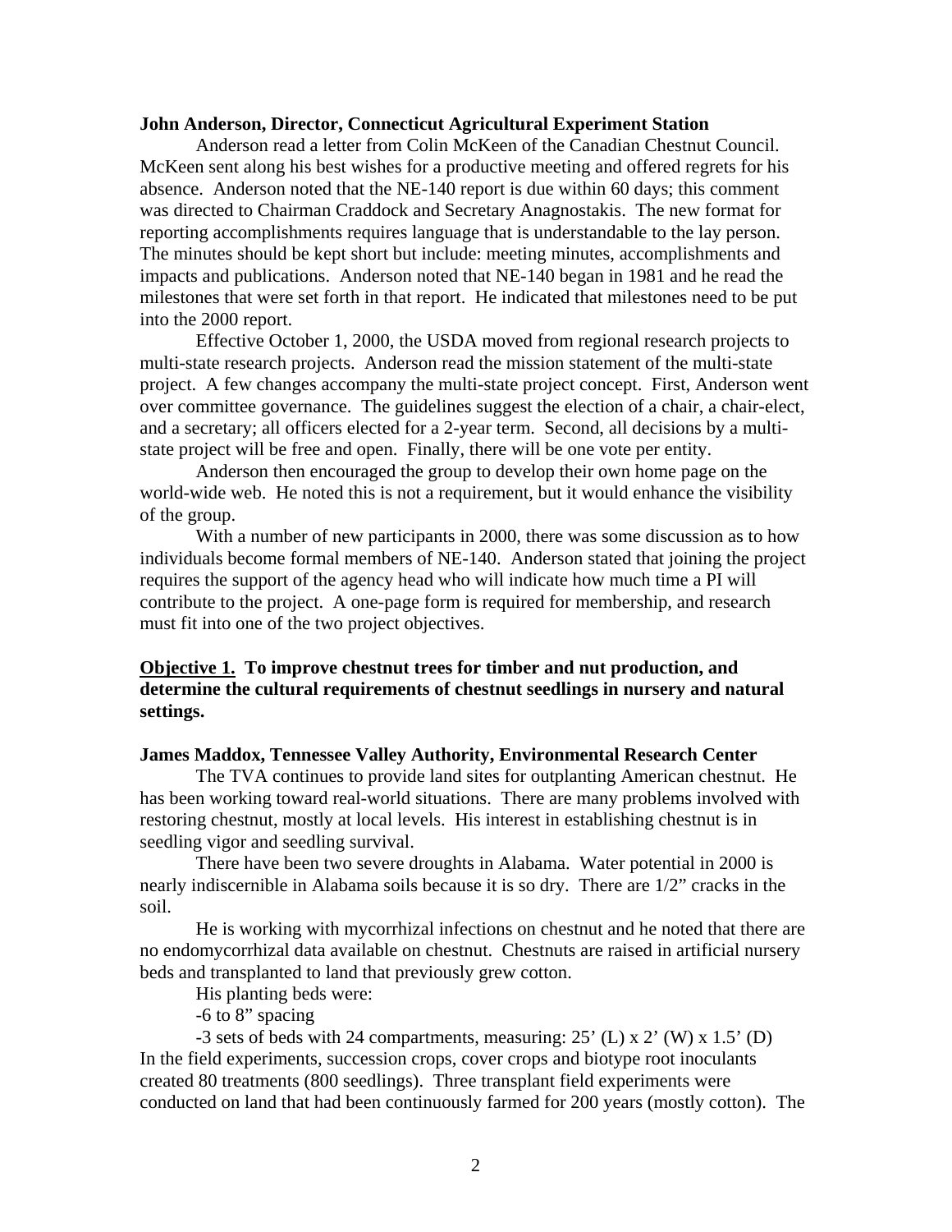**John Anderson, Director, Connecticut Agricultural Experiment Station**

Anderson read a letter from Colin McKeen of the Canadian Chestnut Council. McKeen sent along his best wishes for a productive meeting and offered regrets for his absence. Anderson noted that the NE-140 report is due within 60 days; this comment was directed to Chairman Craddock and Secretary Anagnostakis. The new format for reporting accomplishments requires language that is understandable to the lay person. The minutes should be kept short but include: meeting minutes, accomplishments and impacts and publications. Anderson noted that NE-140 began in 1981 and he read the milestones that were set forth in that report. He indicated that milestones need to be put into the 2000 report.

Effective October 1, 2000, the USDA moved from regional research projects to multi-state research projects. Anderson read the mission statement of the multi-state project. A few changes accompany the multi-state project concept. First, Anderson went over committee governance. The guidelines suggest the election of a chair, a chair-elect, and a secretary; all officers elected for a 2-year term. Second, all decisions by a multi-state project will be free and open. Finally, there will be one vote per entity.

Anderson then encouraged the group to develop their own home page on the world-wide web. He noted this is not a requirement, but it would enhance the visibility of the group.

With a number of new participants in 2000, there was some discussion as to how individuals become formal members of NE-140. Anderson stated that joining the project requires the support of the agency head who will indicate how much time a PI will contribute to the project. A one-page form is required for membership, and research must fit into one of the two project objectives.

**<u>Objective 1.</u> To improve chestnut trees for timber and nut production, and determine the cultural requirements of chestnut seedlings in nursery and natural settings.**

**James Maddox, Tennessee Valley Authority, Environmental Research Center**

The TVA continues to provide land sites for outplanting American chestnut. He has been working toward real-world situations. There are many problems involved with restoring chestnut, mostly at local levels. His interest in establishing chestnut is in seedling vigor and seedling survival.

There have been two severe droughts in Alabama. Water potential in 2000 is nearly indiscernible in Alabama soils because it is so dry. There are 1/2" cracks in the soil.

He is working with mycorrhizal infections on chestnut and he noted that there are no endomycorrhizal data available on chestnut. Chestnuts are raised in artificial nursery beds and transplanted to land that previously grew cotton.

His planting beds were:

-6 to 8" spacing

-3 sets of beds with 24 compartments, measuring: 25' (L) x 2' (W) x 1.5' (D)

In the field experiments, succession crops, cover crops and biotype root inoculants created 80 treatments (800 seedlings). Three transplant field experiments were conducted on land that had been continuously farmed for 200 years (mostly cotton). The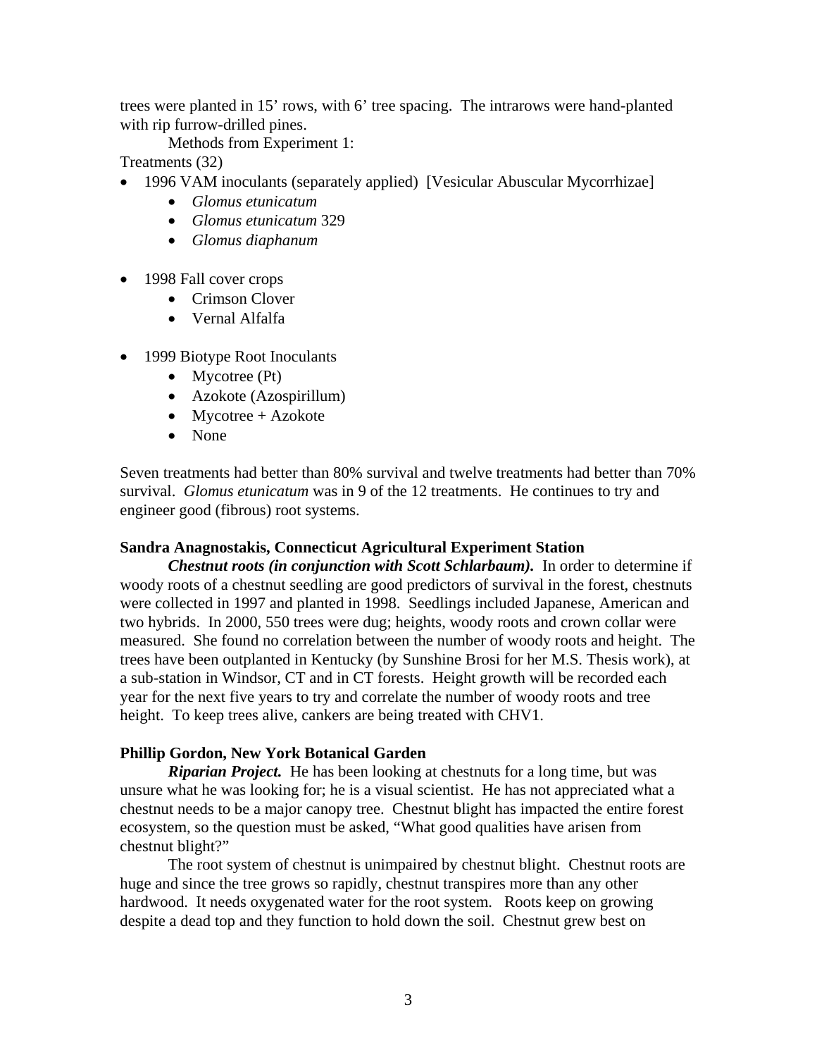trees were planted in 15' rows, with 6' tree spacing. The intrarows were hand-planted with rip furrow-drilled pines.

Methods from Experiment 1:

Treatments (32)

- 1996 VAM inoculants (separately applied) [Vesicular Abuscular Mycorrhizae]
  - *Glomus etunicatum*
  - *Glomus etunicatum* 329
  - *Glomus diaphanum*

- 1998 Fall cover crops
  - Crimson Clover
  - Vernal Alfalfa

- 1999 Biotype Root Inoculants
  - Mycotree (Pt)
  - Azokote (Azospirillum)
  - Mycotree + Azokote
  - None

Seven treatments had better than 80% survival and twelve treatments had better than 70% survival. *Glomus etunicatum* was in 9 of the 12 treatments. He continues to try and engineer good (fibrous) root systems.

**Sandra Anagnostakis, Connecticut Agricultural Experiment Station**

***Chestnut roots (in conjunction with Scott Schlarbaum).*** In order to determine if woody roots of a chestnut seedling are good predictors of survival in the forest, chestnuts were collected in 1997 and planted in 1998. Seedlings included Japanese, American and two hybrids. In 2000, 550 trees were dug; heights, woody roots and crown collar were measured. She found no correlation between the number of woody roots and height. The trees have been outplanted in Kentucky (by Sunshine Brosi for her M.S. Thesis work), at a sub-station in Windsor, CT and in CT forests. Height growth will be recorded each year for the next five years to try and correlate the number of woody roots and tree height. To keep trees alive, cankers are being treated with CHV1.

**Phillip Gordon, New York Botanical Garden**

***Riparian Project.*** He has been looking at chestnuts for a long time, but was unsure what he was looking for; he is a visual scientist. He has not appreciated what a chestnut needs to be a major canopy tree. Chestnut blight has impacted the entire forest ecosystem, so the question must be asked, "What good qualities have arisen from chestnut blight?"

The root system of chestnut is unimpaired by chestnut blight. Chestnut roots are huge and since the tree grows so rapidly, chestnut transpires more than any other hardwood. It needs oxygenated water for the root system. Roots keep on growing despite a dead top and they function to hold down the soil. Chestnut grew best on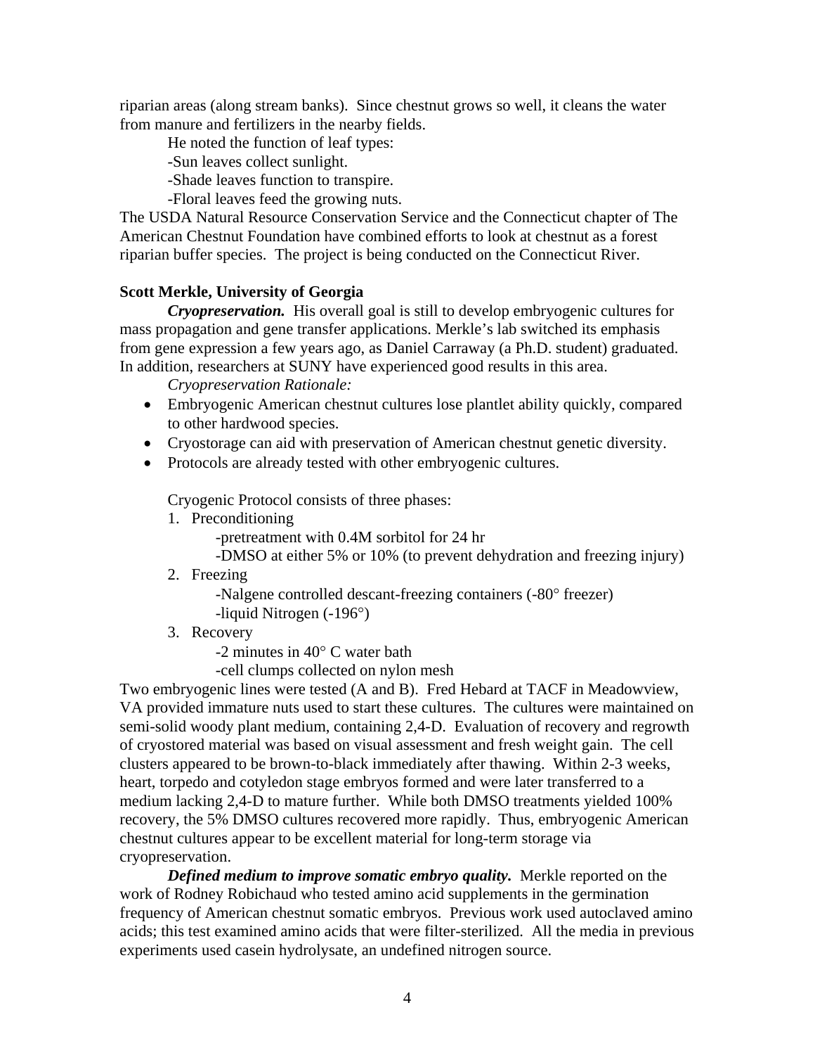riparian areas (along stream banks). Since chestnut grows so well, it cleans the water from manure and fertilizers in the nearby fields.

He noted the function of leaf types:

-Sun leaves collect sunlight.

-Shade leaves function to transpire.

-Floral leaves feed the growing nuts.

The USDA Natural Resource Conservation Service and the Connecticut chapter of The American Chestnut Foundation have combined efforts to look at chestnut as a forest riparian buffer species. The project is being conducted on the Connecticut River.

**Scott Merkle, University of Georgia**

***Cryopreservation.*** His overall goal is still to develop embryogenic cultures for mass propagation and gene transfer applications. Merkle's lab switched its emphasis from gene expression a few years ago, as Daniel Carraway (a Ph.D. student) graduated. In addition, researchers at SUNY have experienced good results in this area.

*Cryopreservation Rationale:*

- Embryogenic American chestnut cultures lose plantlet ability quickly, compared to other hardwood species.
- Cryostorage can aid with preservation of American chestnut genetic diversity.
- Protocols are already tested with other embryogenic cultures.

Cryogenic Protocol consists of three phases:

1. Preconditioning
   - -pretreatment with 0.4M sorbitol for 24 hr
   - -DMSO at either 5% or 10% (to prevent dehydration and freezing injury)
2. Freezing
   - -Nalgene controlled descant-freezing containers (-80° freezer)
   - -liquid Nitrogen (-196°)
3. Recovery
   - -2 minutes in 40° C water bath
   - -cell clumps collected on nylon mesh

Two embryogenic lines were tested (A and B). Fred Hebard at TACF in Meadowview, VA provided immature nuts used to start these cultures. The cultures were maintained on semi-solid woody plant medium, containing 2,4-D. Evaluation of recovery and regrowth of cryostored material was based on visual assessment and fresh weight gain. The cell clusters appeared to be brown-to-black immediately after thawing. Within 2-3 weeks, heart, torpedo and cotyledon stage embryos formed and were later transferred to a medium lacking 2,4-D to mature further. While both DMSO treatments yielded 100% recovery, the 5% DMSO cultures recovered more rapidly. Thus, embryogenic American chestnut cultures appear to be excellent material for long-term storage via cryopreservation.

***Defined medium to improve somatic embryo quality.*** Merkle reported on the work of Rodney Robichaud who tested amino acid supplements in the germination frequency of American chestnut somatic embryos. Previous work used autoclaved amino acids; this test examined amino acids that were filter-sterilized. All the media in previous experiments used casein hydrolysate, an undefined nitrogen source.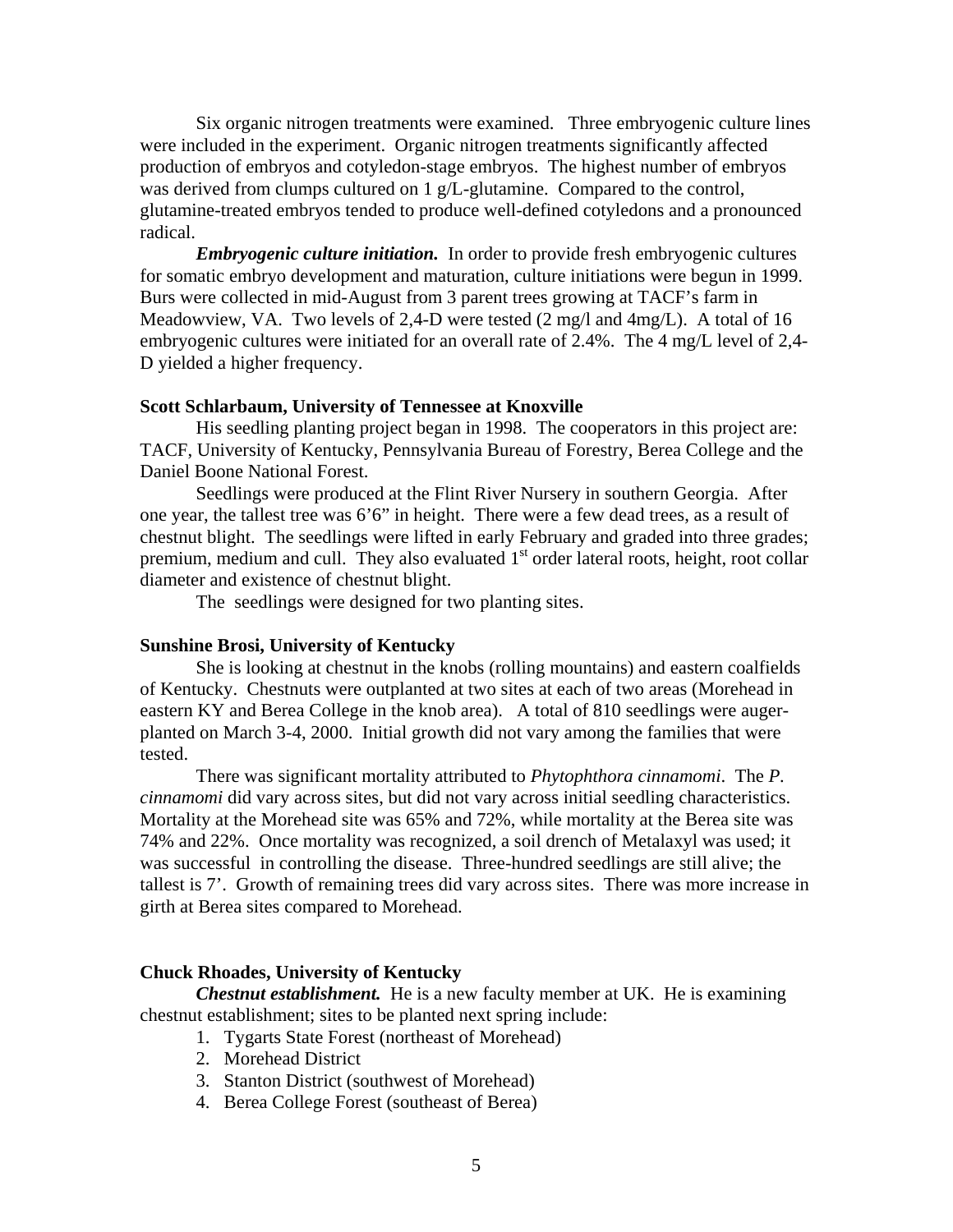Six organic nitrogen treatments were examined. Three embryogenic culture lines were included in the experiment. Organic nitrogen treatments significantly affected production of embryos and cotyledon-stage embryos. The highest number of embryos was derived from clumps cultured on 1 g/L-glutamine. Compared to the control, glutamine-treated embryos tended to produce well-defined cotyledons and a pronounced radical.

***Embryogenic culture initiation.*** In order to provide fresh embryogenic cultures for somatic embryo development and maturation, culture initiations were begun in 1999. Burs were collected in mid-August from 3 parent trees growing at TACF's farm in Meadowview, VA. Two levels of 2,4-D were tested (2 mg/l and 4mg/L). A total of 16 embryogenic cultures were initiated for an overall rate of 2.4%. The 4 mg/L level of 2,4-D yielded a higher frequency.

**Scott Schlarbaum, University of Tennessee at Knoxville**

His seedling planting project began in 1998. The cooperators in this project are: TACF, University of Kentucky, Pennsylvania Bureau of Forestry, Berea College and the Daniel Boone National Forest.

Seedlings were produced at the Flint River Nursery in southern Georgia. After one year, the tallest tree was 6'6" in height. There were a few dead trees, as a result of chestnut blight. The seedlings were lifted in early February and graded into three grades; premium, medium and cull. They also evaluated 1st order lateral roots, height, root collar diameter and existence of chestnut blight.

The seedlings were designed for two planting sites.

**Sunshine Brosi, University of Kentucky**

She is looking at chestnut in the knobs (rolling mountains) and eastern coalfields of Kentucky. Chestnuts were outplanted at two sites at each of two areas (Morehead in eastern KY and Berea College in the knob area). A total of 810 seedlings were auger-planted on March 3-4, 2000. Initial growth did not vary among the families that were tested.

There was significant mortality attributed to *Phytophthora cinnamomi*. The *P. cinnamomi* did vary across sites, but did not vary across initial seedling characteristics. Mortality at the Morehead site was 65% and 72%, while mortality at the Berea site was 74% and 22%. Once mortality was recognized, a soil drench of Metalaxyl was used; it was successful in controlling the disease. Three-hundred seedlings are still alive; the tallest is 7'. Growth of remaining trees did vary across sites. There was more increase in girth at Berea sites compared to Morehead.

**Chuck Rhoades, University of Kentucky**

***Chestnut establishment.*** He is a new faculty member at UK. He is examining chestnut establishment; sites to be planted next spring include:

1. Tygarts State Forest (northeast of Morehead)
2. Morehead District
3. Stanton District (southwest of Morehead)
4. Berea College Forest (southeast of Berea)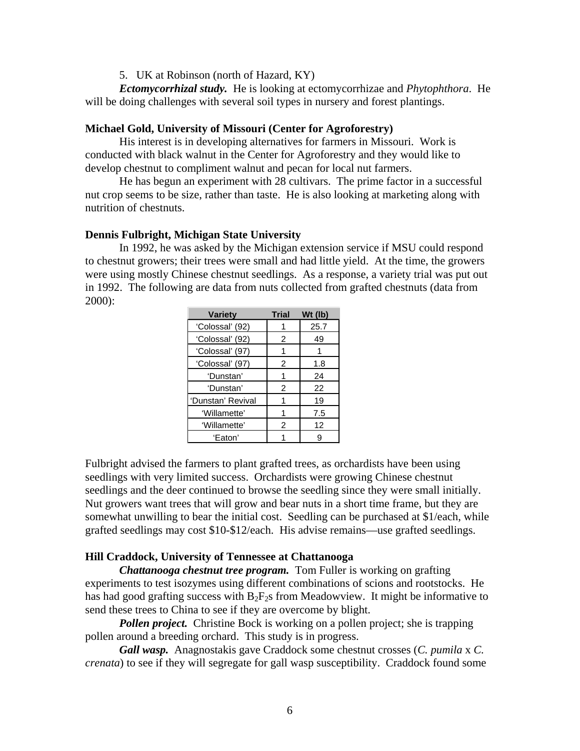5. UK at Robinson (north of Hazard, KY)

***Ectomycorrhizal study.*** He is looking at ectomycorrhizae and *Phytophthora*. He will be doing challenges with several soil types in nursery and forest plantings.

**Michael Gold, University of Missouri (Center for Agroforestry)**

His interest is in developing alternatives for farmers in Missouri. Work is conducted with black walnut in the Center for Agroforestry and they would like to develop chestnut to compliment walnut and pecan for local nut farmers.

He has begun an experiment with 28 cultivars. The prime factor in a successful nut crop seems to be size, rather than taste. He is also looking at marketing along with nutrition of chestnuts.

**Dennis Fulbright, Michigan State University**

In 1992, he was asked by the Michigan extension service if MSU could respond to chestnut growers; their trees were small and had little yield. At the time, the growers were using mostly Chinese chestnut seedlings. As a response, a variety trial was put out in 1992. The following are data from nuts collected from grafted chestnuts (data from 2000):

| Variety | Trial | Wt (lb) |
|---|---|---|
| 'Colossal' (92) | 1 | 25.7 |
| 'Colossal' (92) | 2 | 49 |
| 'Colossal' (97) | 1 | 1 |
| 'Colossal' (97) | 2 | 1.8 |
| 'Dunstan' | 1 | 24 |
| 'Dunstan' | 2 | 22 |
| 'Dunstan' Revival | 1 | 19 |
| 'Willamette' | 1 | 7.5 |
| 'Willamette' | 2 | 12 |
| 'Eaton' | 1 | 9 |

Fulbright advised the farmers to plant grafted trees, as orchardists have been using seedlings with very limited success. Orchardists were growing Chinese chestnut seedlings and the deer continued to browse the seedling since they were small initially. Nut growers want trees that will grow and bear nuts in a short time frame, but they are somewhat unwilling to bear the initial cost. Seedling can be purchased at $1/each, while grafted seedlings may cost $10-$12/each. His advise remains—use grafted seedlings.

**Hill Craddock, University of Tennessee at Chattanooga**

***Chattanooga chestnut tree program.*** Tom Fuller is working on grafting experiments to test isozymes using different combinations of scions and rootstocks. He has had good grafting success with $B_2F_2$s from Meadowview. It might be informative to send these trees to China to see if they are overcome by blight.

***Pollen project.*** Christine Bock is working on a pollen project; she is trapping pollen around a breeding orchard. This study is in progress.

***Gall wasp.*** Anagnostakis gave Craddock some chestnut crosses (*C. pumila* x *C. crenata*) to see if they will segregate for gall wasp susceptibility. Craddock found some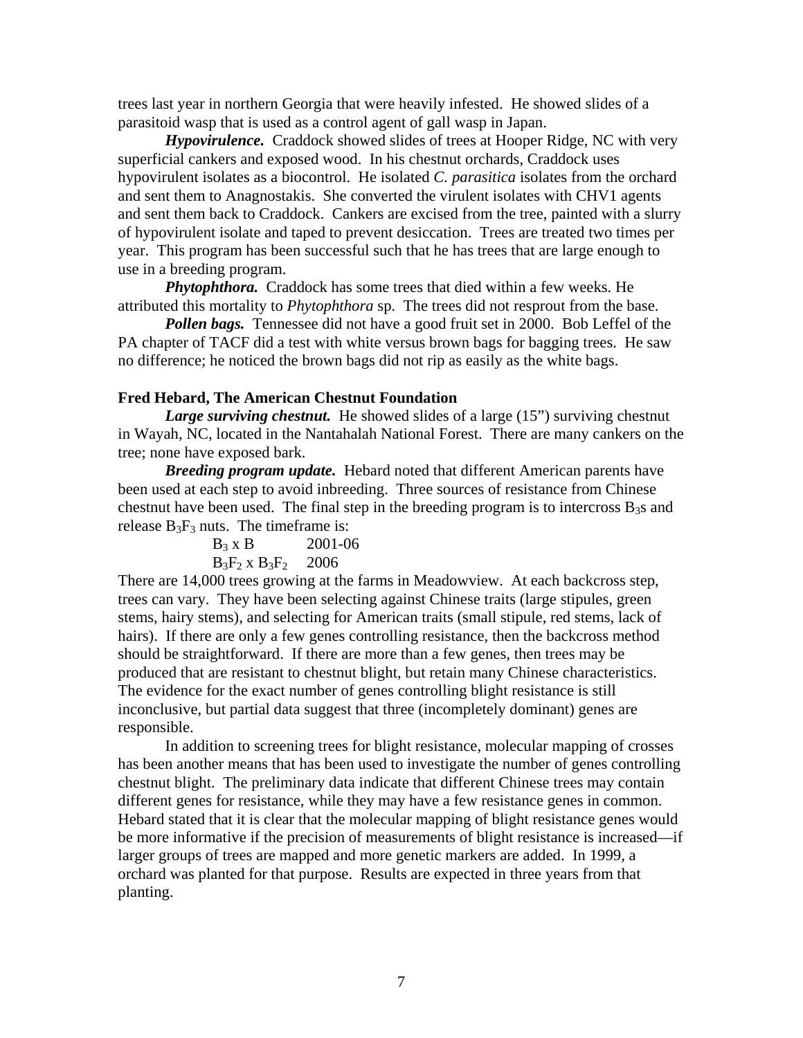trees last year in northern Georgia that were heavily infested. He showed slides of a parasitoid wasp that is used as a control agent of gall wasp in Japan.

***Hypovirulence.*** Craddock showed slides of trees at Hooper Ridge, NC with very superficial cankers and exposed wood. In his chestnut orchards, Craddock uses hypovirulent isolates as a biocontrol. He isolated *C. parasitica* isolates from the orchard and sent them to Anagnostakis. She converted the virulent isolates with CHV1 agents and sent them back to Craddock. Cankers are excised from the tree, painted with a slurry of hypovirulent isolate and taped to prevent desiccation. Trees are treated two times per year. This program has been successful such that he has trees that are large enough to use in a breeding program.

***Phytophthora.*** Craddock has some trees that died within a few weeks. He attributed this mortality to *Phytophthora* sp. The trees did not resprout from the base.

***Pollen bags.*** Tennessee did not have a good fruit set in 2000. Bob Leffel of the PA chapter of TACF did a test with white versus brown bags for bagging trees. He saw no difference; he noticed the brown bags did not rip as easily as the white bags.

**Fred Hebard, The American Chestnut Foundation**

***Large surviving chestnut.*** He showed slides of a large (15") surviving chestnut in Wayah, NC, located in the Nantahalah National Forest. There are many cankers on the tree; none have exposed bark.

***Breeding program update.*** Hebard noted that different American parents have been used at each step to avoid inbreeding. Three sources of resistance from Chinese chestnut have been used. The final step in the breeding program is to intercross $B_3$s and release $B_3F_3$ nuts. The timeframe is:

$B_3$ x B 2001-06
$B_3F_2$ x $B_3F_2$ 2006

There are 14,000 trees growing at the farms in Meadowview. At each backcross step, trees can vary. They have been selecting against Chinese traits (large stipules, green stems, hairy stems), and selecting for American traits (small stipule, red stems, lack of hairs). If there are only a few genes controlling resistance, then the backcross method should be straightforward. If there are more than a few genes, then trees may be produced that are resistant to chestnut blight, but retain many Chinese characteristics. The evidence for the exact number of genes controlling blight resistance is still inconclusive, but partial data suggest that three (incompletely dominant) genes are responsible.

In addition to screening trees for blight resistance, molecular mapping of crosses has been another means that has been used to investigate the number of genes controlling chestnut blight. The preliminary data indicate that different Chinese trees may contain different genes for resistance, while they may have a few resistance genes in common. Hebard stated that it is clear that the molecular mapping of blight resistance genes would be more informative if the precision of measurements of blight resistance is increased—if larger groups of trees are mapped and more genetic markers are added. In 1999, a orchard was planted for that purpose. Results are expected in three years from that planting.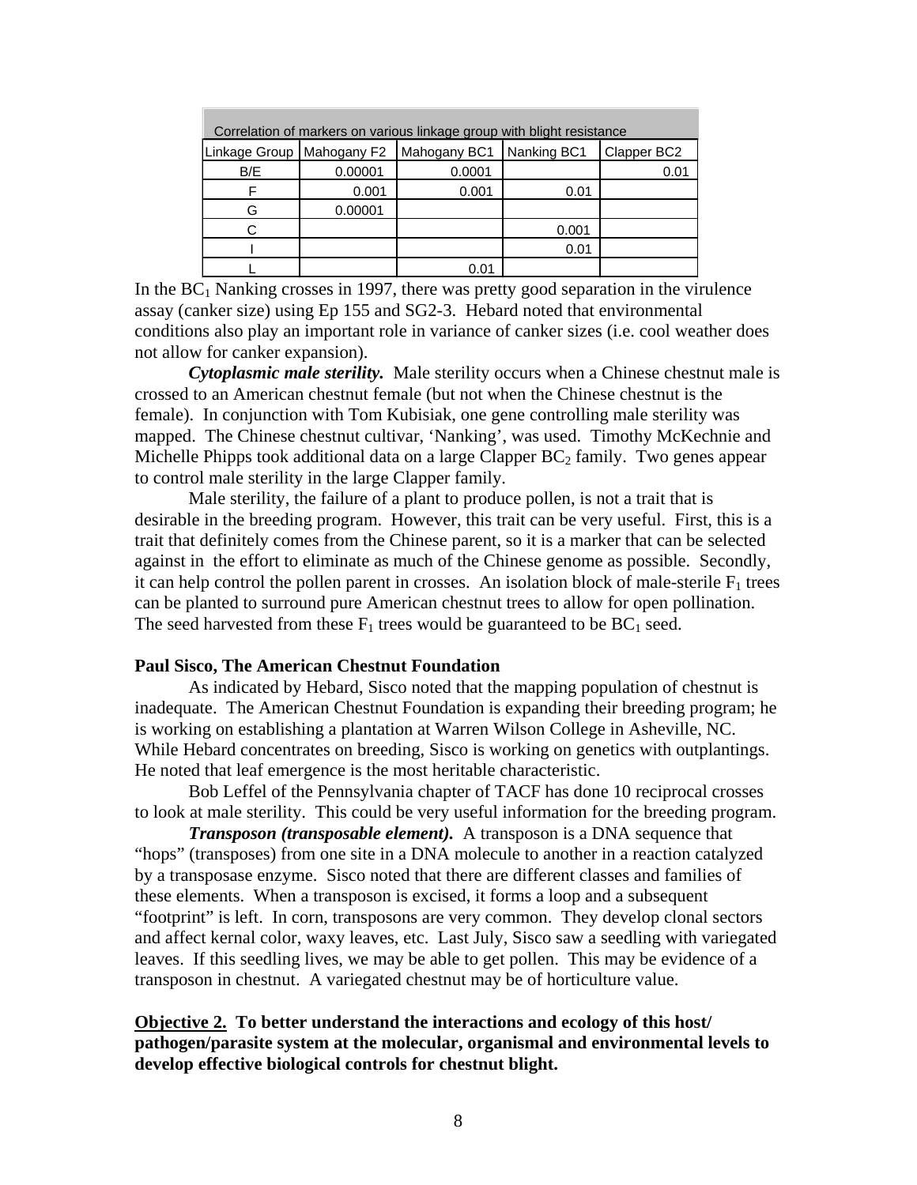| Correlation of markers on various linkage group with blight resistance | | | | |
|---|---|---|---|---|
| Linkage Group | Mahogany F2 | Mahogany BC1 | Nanking BC1 | Clapper BC2 |
| B/E | 0.00001 | 0.0001 | | 0.01 |
| F | 0.001 | 0.001 | 0.01 | |
| G | 0.00001 | | | |
| C | | | 0.001 | |
| I | | | 0.01 | |
| L | | 0.01 | | |

In the $BC_1$ Nanking crosses in 1997, there was pretty good separation in the virulence assay (canker size) using Ep 155 and SG2-3. Hebard noted that environmental conditions also play an important role in variance of canker sizes (i.e. cool weather does not allow for canker expansion).

***Cytoplasmic male sterility.*** Male sterility occurs when a Chinese chestnut male is crossed to an American chestnut female (but not when the Chinese chestnut is the female). In conjunction with Tom Kubisiak, one gene controlling male sterility was mapped. The Chinese chestnut cultivar, 'Nanking', was used. Timothy McKechnie and Michelle Phipps took additional data on a large Clapper $BC_2$ family. Two genes appear to control male sterility in the large Clapper family.

Male sterility, the failure of a plant to produce pollen, is not a trait that is desirable in the breeding program. However, this trait can be very useful. First, this is a trait that definitely comes from the Chinese parent, so it is a marker that can be selected against in the effort to eliminate as much of the Chinese genome as possible. Secondly, it can help control the pollen parent in crosses. An isolation block of male-sterile $F_1$ trees can be planted to surround pure American chestnut trees to allow for open pollination. The seed harvested from these $F_1$ trees would be guaranteed to be $BC_1$ seed.

**Paul Sisco, The American Chestnut Foundation**

As indicated by Hebard, Sisco noted that the mapping population of chestnut is inadequate. The American Chestnut Foundation is expanding their breeding program; he is working on establishing a plantation at Warren Wilson College in Asheville, NC. While Hebard concentrates on breeding, Sisco is working on genetics with outplantings. He noted that leaf emergence is the most heritable characteristic.

Bob Leffel of the Pennsylvania chapter of TACF has done 10 reciprocal crosses to look at male sterility. This could be very useful information for the breeding program.

***Transposon (transposable element).*** A transposon is a DNA sequence that "hops" (transposes) from one site in a DNA molecule to another in a reaction catalyzed by a transposase enzyme. Sisco noted that there are different classes and families of these elements. When a transposon is excised, it forms a loop and a subsequent "footprint" is left. In corn, transposons are very common. They develop clonal sectors and affect kernal color, waxy leaves, etc. Last July, Sisco saw a seedling with variegated leaves. If this seedling lives, we may be able to get pollen. This may be evidence of a transposon in chestnut. A variegated chestnut may be of horticulture value.

**<u>Objective 2.</u> To better understand the interactions and ecology of this host/ pathogen/parasite system at the molecular, organismal and environmental levels to develop effective biological controls for chestnut blight.**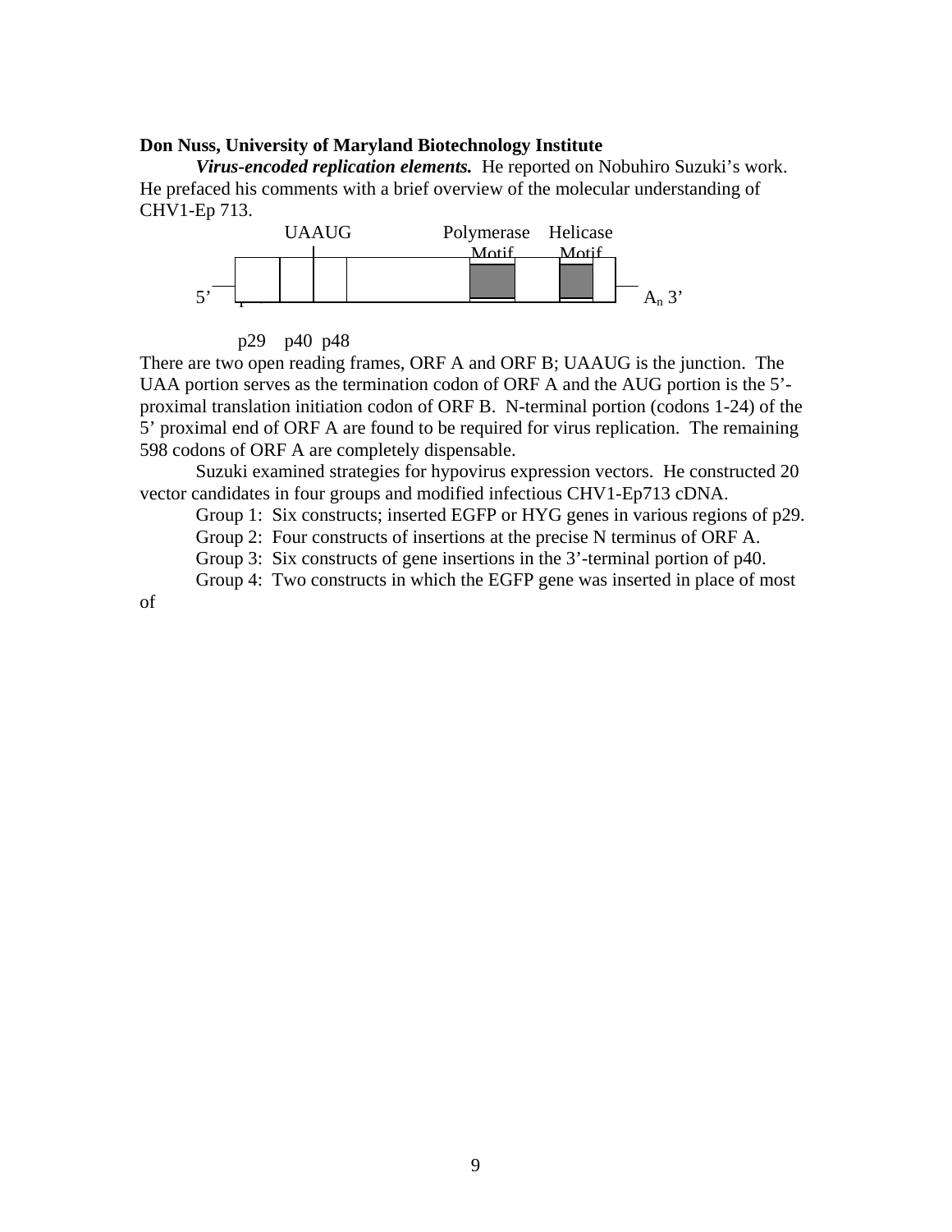**Don Nuss, University of Maryland Biotechnology Institute**

***Virus-encoded replication elements.*** He reported on Nobuhiro Suzuki's work. He prefaced his comments with a brief overview of the molecular understanding of CHV1-Ep 713.

UAAUG Polymerase Motif Helicase Motif

5' $A_n$ 3'

p29 p40 p48

There are two open reading frames, ORF A and ORF B; UAAUG is the junction. The UAA portion serves as the termination codon of ORF A and the AUG portion is the 5'-proximal translation initiation codon of ORF B. N-terminal portion (codons 1-24) of the 5' proximal end of ORF A are found to be required for virus replication. The remaining 598 codons of ORF A are completely dispensable.

Suzuki examined strategies for hypovirus expression vectors. He constructed 20 vector candidates in four groups and modified infectious CHV1-Ep713 cDNA.

Group 1: Six constructs; inserted EGFP or HYG genes in various regions of p29.

Group 2: Four constructs of insertions at the precise N terminus of ORF A.

Group 3: Six constructs of gene insertions in the 3'-terminal portion of p40.

Group 4: Two constructs in which the EGFP gene was inserted in place of most of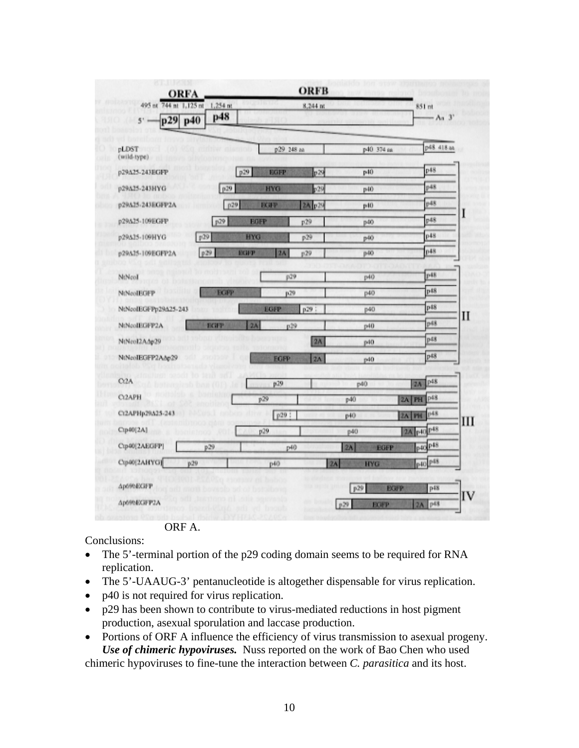ORF A.

Conclusions:

- The 5’-terminal portion of the p29 coding domain seems to be required for RNA replication.
- The 5’-UAAUG-3’ pentanucleotide is altogether dispensable for virus replication.
- p40 is not required for virus replication.
- p29 has been shown to contribute to virus-mediated reductions in host pigment production, asexual sporulation and laccase production.
- Portions of ORF A influence the efficiency of virus transmission to asexual progeny.

***Use of chimeric hypoviruses.*** Nuss reported on the work of Bao Chen who used chimeric hypoviruses to fine-tune the interaction between *C. parasitica* and its host.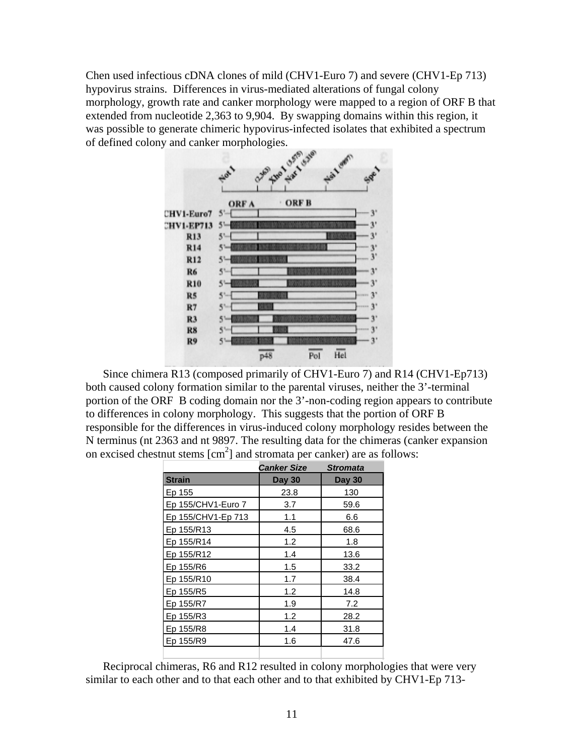Chen used infectious cDNA clones of mild (CHV1-Euro 7) and severe (CHV1-Ep 713) hypovirus strains. Differences in virus-mediated alterations of fungal colony morphology, growth rate and canker morphology were mapped to a region of ORF B that extended from nucleotide 2,363 to 9,904. By swapping domains within this region, it was possible to generate chimeric hypovirus-infected isolates that exhibited a spectrum of defined colony and canker morphologies.

Since chimera R13 (composed primarily of CHV1-Euro 7) and R14 (CHV1-Ep713) both caused colony formation similar to the parental viruses, neither the 3'-terminal portion of the ORF B coding domain nor the 3'-non-coding region appears to contribute to differences in colony morphology. This suggests that the portion of ORF B responsible for the differences in virus-induced colony morphology resides between the N terminus (nt 2363 and nt 9897. The resulting data for the chimeras (canker expansion on excised chestnut stems [$cm^2$] and stromata per canker) are as follows:

| | *Canker Size* | *Stromata* |
|---|---|---|
| **Strain** | **Day 30** | **Day 30** |
| Ep 155 | 23.8 | 130 |
| Ep 155/CHV1-Euro 7 | 3.7 | 59.6 |
| Ep 155/CHV1-Ep 713 | 1.1 | 6.6 |
| Ep 155/R13 | 4.5 | 68.6 |
| Ep 155/R14 | 1.2 | 1.8 |
| Ep 155/R12 | 1.4 | 13.6 |
| Ep 155/R6 | 1.5 | 33.2 |
| Ep 155/R10 | 1.7 | 38.4 |
| Ep 155/R5 | 1.2 | 14.8 |
| Ep 155/R7 | 1.9 | 7.2 |
| Ep 155/R3 | 1.2 | 28.2 |
| Ep 155/R8 | 1.4 | 31.8 |
| Ep 155/R9 | 1.6 | 47.6 |

Reciprocal chimeras, R6 and R12 resulted in colony morphologies that were very similar to each other and to that each other and to that exhibited by CHV1-Ep 713-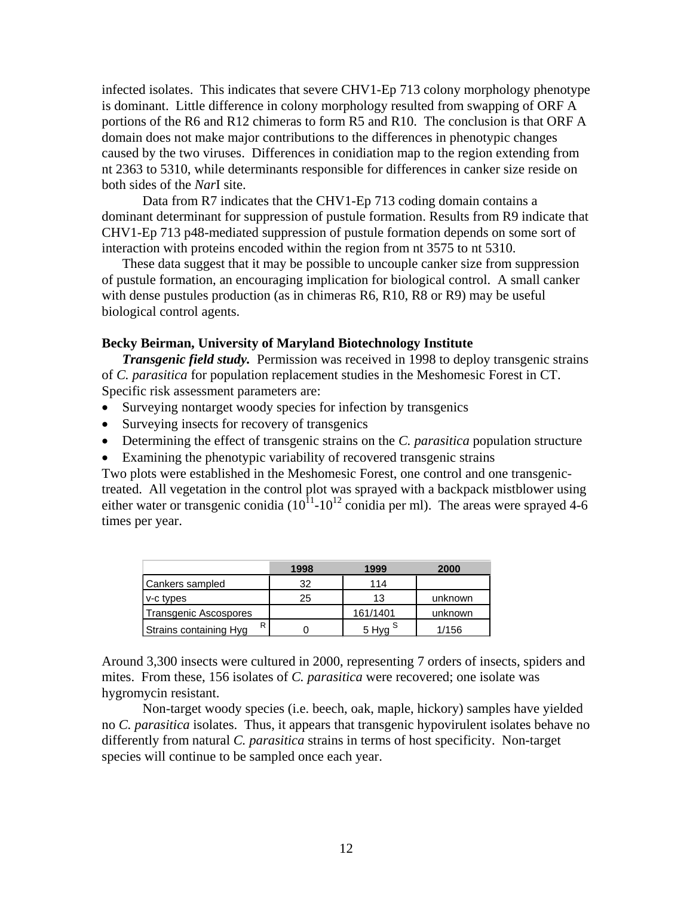infected isolates. This indicates that severe CHV1-Ep 713 colony morphology phenotype is dominant. Little difference in colony morphology resulted from swapping of ORF A portions of the R6 and R12 chimeras to form R5 and R10. The conclusion is that ORF A domain does not make major contributions to the differences in phenotypic changes caused by the two viruses. Differences in conidiation map to the region extending from nt 2363 to 5310, while determinants responsible for differences in canker size reside on both sides of the *Nar*I site.

Data from R7 indicates that the CHV1-Ep 713 coding domain contains a dominant determinant for suppression of pustule formation. Results from R9 indicate that CHV1-Ep 713 p48-mediated suppression of pustule formation depends on some sort of interaction with proteins encoded within the region from nt 3575 to nt 5310.

These data suggest that it may be possible to uncouple canker size from suppression of pustule formation, an encouraging implication for biological control. A small canker with dense pustules production (as in chimeras R6, R10, R8 or R9) may be useful biological control agents.

**Becky Beirman, University of Maryland Biotechnology Institute**

***Transgenic field study.*** Permission was received in 1998 to deploy transgenic strains of *C. parasitica* for population replacement studies in the Meshomesic Forest in CT. Specific risk assessment parameters are:

- Surveying nontarget woody species for infection by transgenics
- Surveying insects for recovery of transgenics
- Determining the effect of transgenic strains on the *C. parasitica* population structure
- Examining the phenotypic variability of recovered transgenic strains

Two plots were established in the Meshomesic Forest, one control and one transgenic-treated. All vegetation in the control plot was sprayed with a backpack mistblower using either water or transgenic conidia ($10^{11}$-$10^{12}$ conidia per ml). The areas were sprayed 4-6 times per year.

| | 1998 | 1999 | 2000 |
|---|---|---|---|
| Cankers sampled | 32 | 114 | |
| v-c types | 25 | 13 | unknown |
| Transgenic Ascospores | | 161/1401 | unknown |
| Strains containing Hyg $^R$ | 0 | 5 Hyg $^S$ | 1/156 |

Around 3,300 insects were cultured in 2000, representing 7 orders of insects, spiders and mites. From these, 156 isolates of *C. parasitica* were recovered; one isolate was hygromycin resistant.

Non-target woody species (i.e. beech, oak, maple, hickory) samples have yielded no *C. parasitica* isolates. Thus, it appears that transgenic hypovirulent isolates behave no differently from natural *C. parasitica* strains in terms of host specificity. Non-target species will continue to be sampled once each year.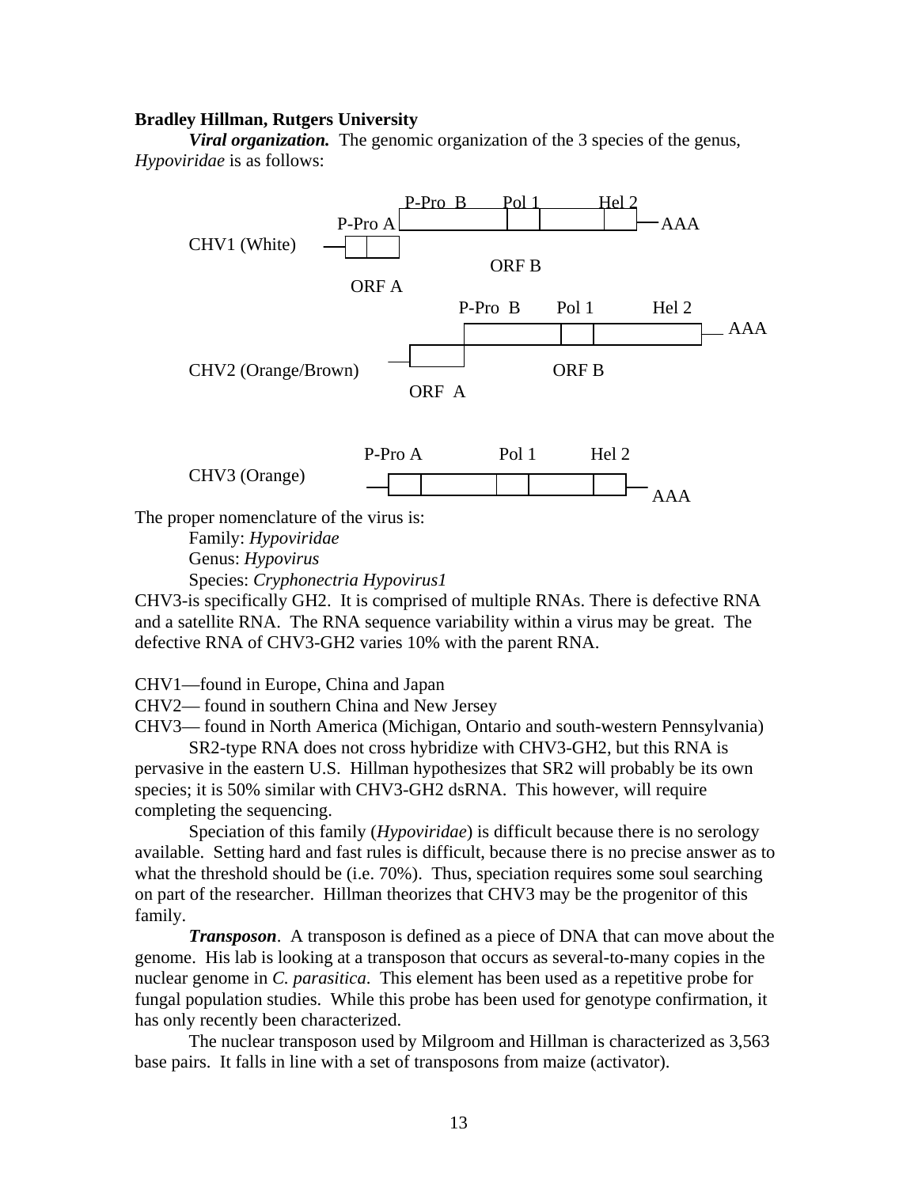**Bradley Hillman, Rutgers University**

***Viral organization.*** The genomic organization of the 3 species of the genus, *Hypoviridae* is as follows:

CHV1 (White) — P-Pro A, P-Pro B, Pol 1, Hel 2, AAA; ORF A, ORF B

CHV2 (Orange/Brown) — P-Pro B, Pol 1, Hel 2, AAA; ORF A, ORF B

CHV3 (Orange) — P-Pro A, Pol 1, Hel 2, AAA

The proper nomenclature of the virus is:

Family: *Hypoviridae*
Genus: *Hypovirus*
Species: *Cryphonectria Hypovirus1*

CHV3-is specifically GH2. It is comprised of multiple RNAs. There is defective RNA and a satellite RNA. The RNA sequence variability within a virus may be great. The defective RNA of CHV3-GH2 varies 10% with the parent RNA.

CHV1—found in Europe, China and Japan
CHV2— found in southern China and New Jersey
CHV3— found in North America (Michigan, Ontario and south-western Pennsylvania)

SR2-type RNA does not cross hybridize with CHV3-GH2, but this RNA is pervasive in the eastern U.S. Hillman hypothesizes that SR2 will probably be its own species; it is 50% similar with CHV3-GH2 dsRNA. This however, will require completing the sequencing.

Speciation of this family (*Hypoviridae*) is difficult because there is no serology available. Setting hard and fast rules is difficult, because there is no precise answer as to what the threshold should be (i.e. 70%). Thus, speciation requires some soul searching on part of the researcher. Hillman theorizes that CHV3 may be the progenitor of this family.

***Transposon***. A transposon is defined as a piece of DNA that can move about the genome. His lab is looking at a transposon that occurs as several-to-many copies in the nuclear genome in *C. parasitica*. This element has been used as a repetitive probe for fungal population studies. While this probe has been used for genotype confirmation, it has only recently been characterized.

The nuclear transposon used by Milgroom and Hillman is characterized as 3,563 base pairs. It falls in line with a set of transposons from maize (activator).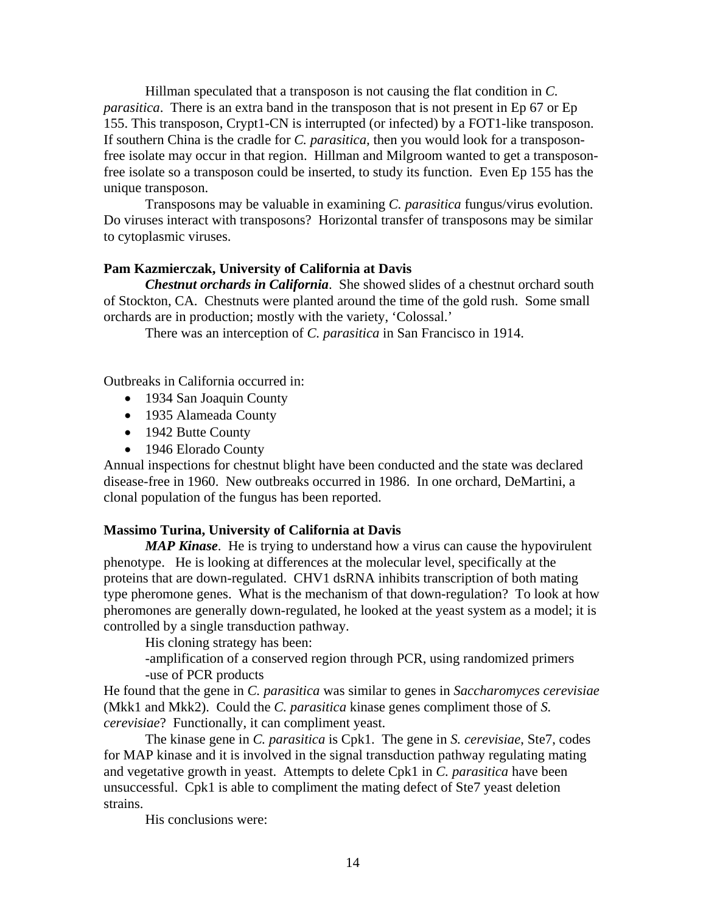Hillman speculated that a transposon is not causing the flat condition in *C. parasitica*. There is an extra band in the transposon that is not present in Ep 67 or Ep 155. This transposon, Crypt1-CN is interrupted (or infected) by a FOT1-like transposon. If southern China is the cradle for *C. parasitica*, then you would look for a transposon-free isolate may occur in that region. Hillman and Milgroom wanted to get a transposon-free isolate so a transposon could be inserted, to study its function. Even Ep 155 has the unique transposon.

Transposons may be valuable in examining *C. parasitica* fungus/virus evolution. Do viruses interact with transposons? Horizontal transfer of transposons may be similar to cytoplasmic viruses.

**Pam Kazmierczak, University of California at Davis**

***Chestnut orchards in California***. She showed slides of a chestnut orchard south of Stockton, CA. Chestnuts were planted around the time of the gold rush. Some small orchards are in production; mostly with the variety, 'Colossal.'

There was an interception of *C. parasitica* in San Francisco in 1914.

Outbreaks in California occurred in:

- 1934 San Joaquin County
- 1935 Alameada County
- 1942 Butte County
- 1946 Elorado County

Annual inspections for chestnut blight have been conducted and the state was declared disease-free in 1960. New outbreaks occurred in 1986. In one orchard, DeMartini, a clonal population of the fungus has been reported.

**Massimo Turina, University of California at Davis**

***MAP Kinase***. He is trying to understand how a virus can cause the hypovirulent phenotype. He is looking at differences at the molecular level, specifically at the proteins that are down-regulated. CHV1 dsRNA inhibits transcription of both mating type pheromone genes. What is the mechanism of that down-regulation? To look at how pheromones are generally down-regulated, he looked at the yeast system as a model; it is controlled by a single transduction pathway.

His cloning strategy has been:

-amplification of a conserved region through PCR, using randomized primers

-use of PCR products

He found that the gene in *C. parasitica* was similar to genes in *Saccharomyces cerevisiae* (Mkk1 and Mkk2). Could the *C. parasitica* kinase genes compliment those of *S. cerevisiae*? Functionally, it can compliment yeast.

The kinase gene in *C. parasitica* is Cpk1. The gene in *S. cerevisiae*, Ste7, codes for MAP kinase and it is involved in the signal transduction pathway regulating mating and vegetative growth in yeast. Attempts to delete Cpk1 in *C. parasitica* have been unsuccessful. Cpk1 is able to compliment the mating defect of Ste7 yeast deletion strains.

His conclusions were: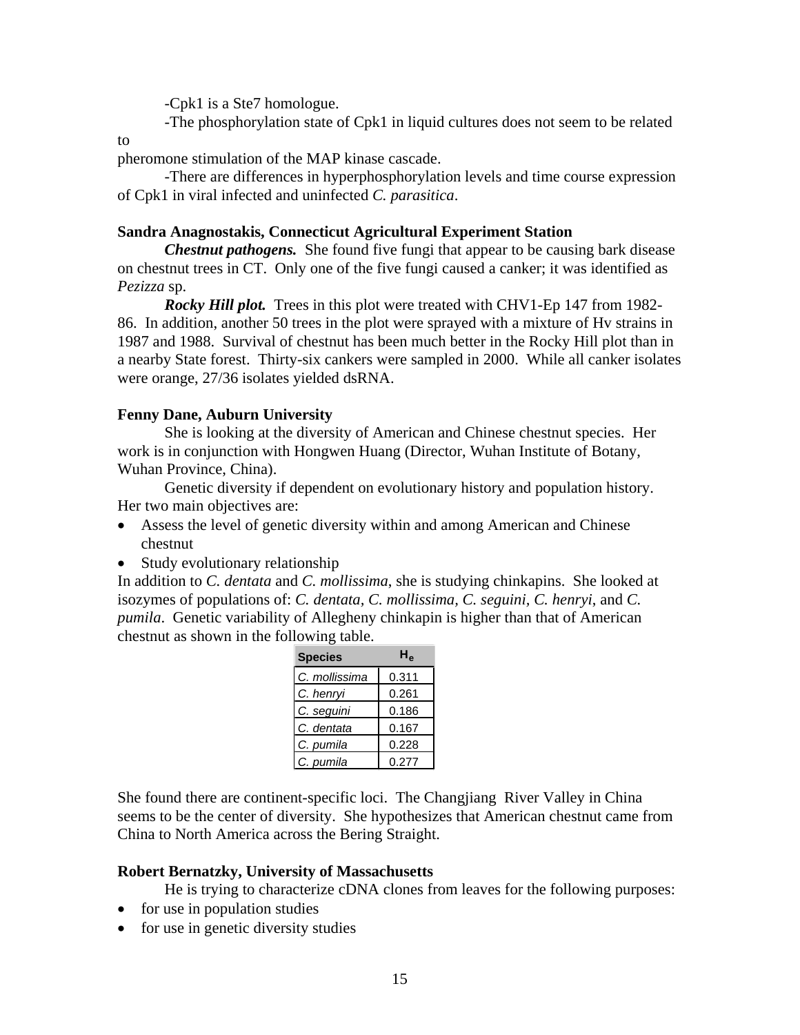-Cpk1 is a Ste7 homologue.

-The phosphorylation state of Cpk1 in liquid cultures does not seem to be related to pheromone stimulation of the MAP kinase cascade.

-There are differences in hyperphosphorylation levels and time course expression of Cpk1 in viral infected and uninfected *C. parasitica*.

**Sandra Anagnostakis, Connecticut Agricultural Experiment Station**

***Chestnut pathogens.*** She found five fungi that appear to be causing bark disease on chestnut trees in CT. Only one of the five fungi caused a canker; it was identified as *Pezizza* sp.

***Rocky Hill plot.*** Trees in this plot were treated with CHV1-Ep 147 from 1982-86. In addition, another 50 trees in the plot were sprayed with a mixture of Hv strains in 1987 and 1988. Survival of chestnut has been much better in the Rocky Hill plot than in a nearby State forest. Thirty-six cankers were sampled in 2000. While all canker isolates were orange, 27/36 isolates yielded dsRNA.

**Fenny Dane, Auburn University**

She is looking at the diversity of American and Chinese chestnut species. Her work is in conjunction with Hongwen Huang (Director, Wuhan Institute of Botany, Wuhan Province, China).

Genetic diversity if dependent on evolutionary history and population history. Her two main objectives are:

- Assess the level of genetic diversity within and among American and Chinese chestnut
- Study evolutionary relationship

In addition to *C. dentata* and *C. mollissima*, she is studying chinkapins. She looked at isozymes of populations of: *C. dentata, C. mollissima, C. seguini*, *C. henryi*, and *C. pumila*. Genetic variability of Allegheny chinkapin is higher than that of American chestnut as shown in the following table.

| Species | $H_e$ |
|---|---|
| *C. mollissima* | 0.311 |
| *C. henryi* | 0.261 |
| *C. seguini* | 0.186 |
| *C. dentata* | 0.167 |
| *C. pumila* | 0.228 |
| *C. pumila* | 0.277 |

She found there are continent-specific loci. The Changjiang River Valley in China seems to be the center of diversity. She hypothesizes that American chestnut came from China to North America across the Bering Straight.

**Robert Bernatzky, University of Massachusetts**

He is trying to characterize cDNA clones from leaves for the following purposes:

- for use in population studies
- for use in genetic diversity studies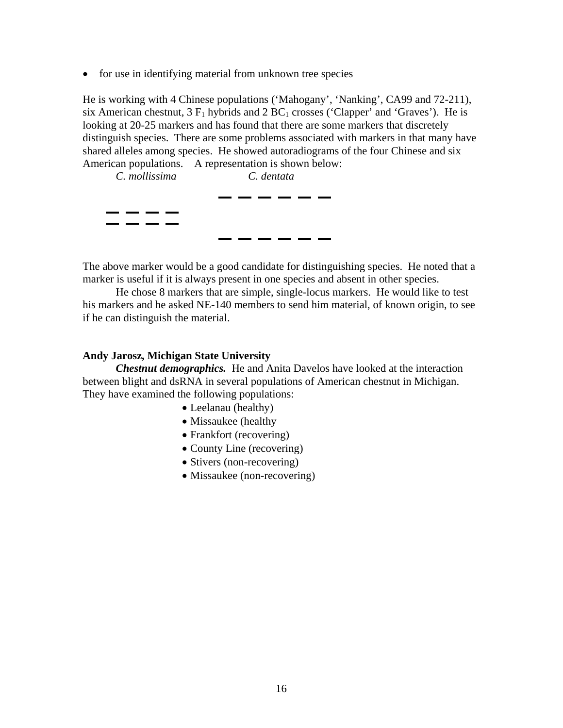- for use in identifying material from unknown tree species

He is working with 4 Chinese populations ('Mahogany', 'Nanking', CA99 and 72-211), six American chestnut, 3 $F_1$ hybrids and 2 $BC_1$ crosses ('Clapper' and 'Graves'). He is looking at 20-25 markers and has found that there are some markers that discretely distinguish species. There are some problems associated with markers in that many have shared alleles among species. He showed autoradiograms of the four Chinese and six American populations. A representation is shown below:

*C. mollissima* *C. dentata*

The above marker would be a good candidate for distinguishing species. He noted that a marker is useful if it is always present in one species and absent in other species.

He chose 8 markers that are simple, single-locus markers. He would like to test his markers and he asked NE-140 members to send him material, of known origin, to see if he can distinguish the material.

**Andy Jarosz, Michigan State University**

***Chestnut demographics.*** He and Anita Davelos have looked at the interaction between blight and dsRNA in several populations of American chestnut in Michigan. They have examined the following populations:

- Leelanau (healthy)
- Missaukee (healthy
- Frankfort (recovering)
- County Line (recovering)
- Stivers (non-recovering)
- Missaukee (non-recovering)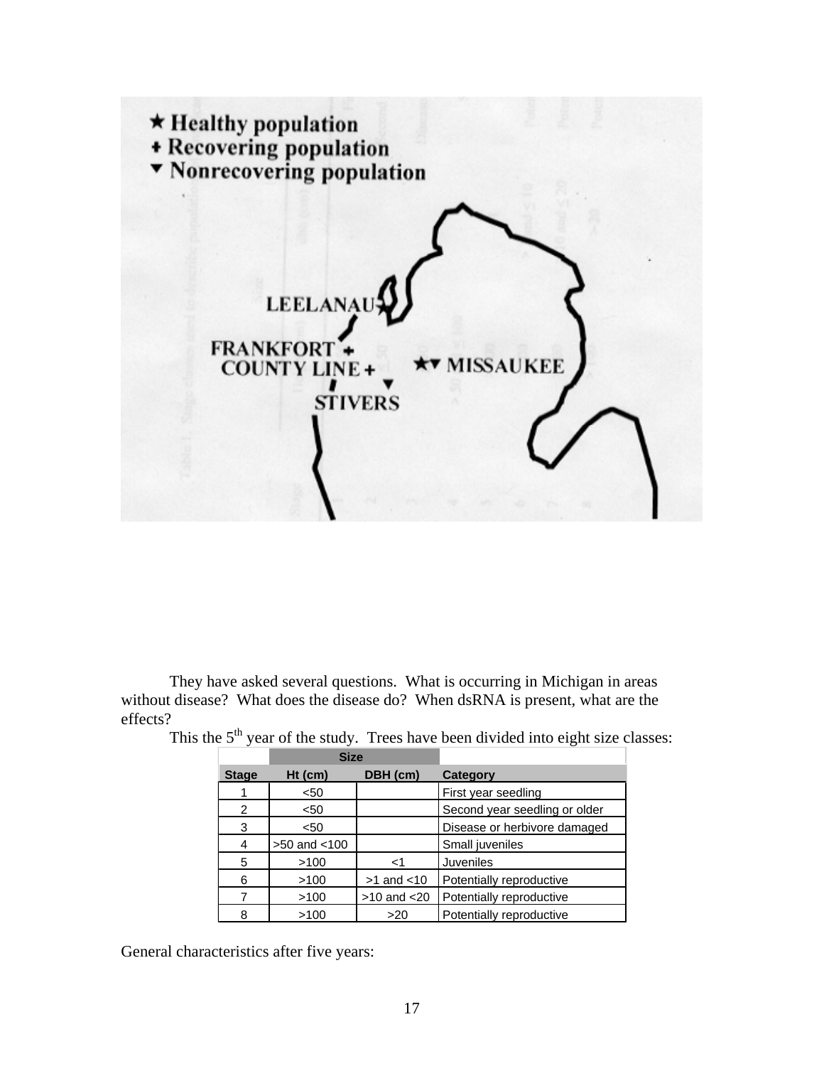★ Healthy population
+ Recovering population
▼ Nonrecovering population

LEELANAU★
FRANKFORT +
COUNTY LINE +
STIVERS ▼
★▼ MISSAUKEE

They have asked several questions. What is occurring in Michigan in areas without disease? What does the disease do? When dsRNA is present, what are the effects?

This the 5th year of the study. Trees have been divided into eight size classes:

| | Size | | |
|---|---|---|---|
| Stage | Ht (cm) | DBH (cm) | Category |
| 1 | <50 | | First year seedling |
| 2 | <50 | | Second year seedling or older |
| 3 | <50 | | Disease or herbivore damaged |
| 4 | >50 and <100 | | Small juveniles |
| 5 | >100 | <1 | Juveniles |
| 6 | >100 | >1 and <10 | Potentially reproductive |
| 7 | >100 | >10 and <20 | Potentially reproductive |
| 8 | >100 | >20 | Potentially reproductive |

General characteristics after five years: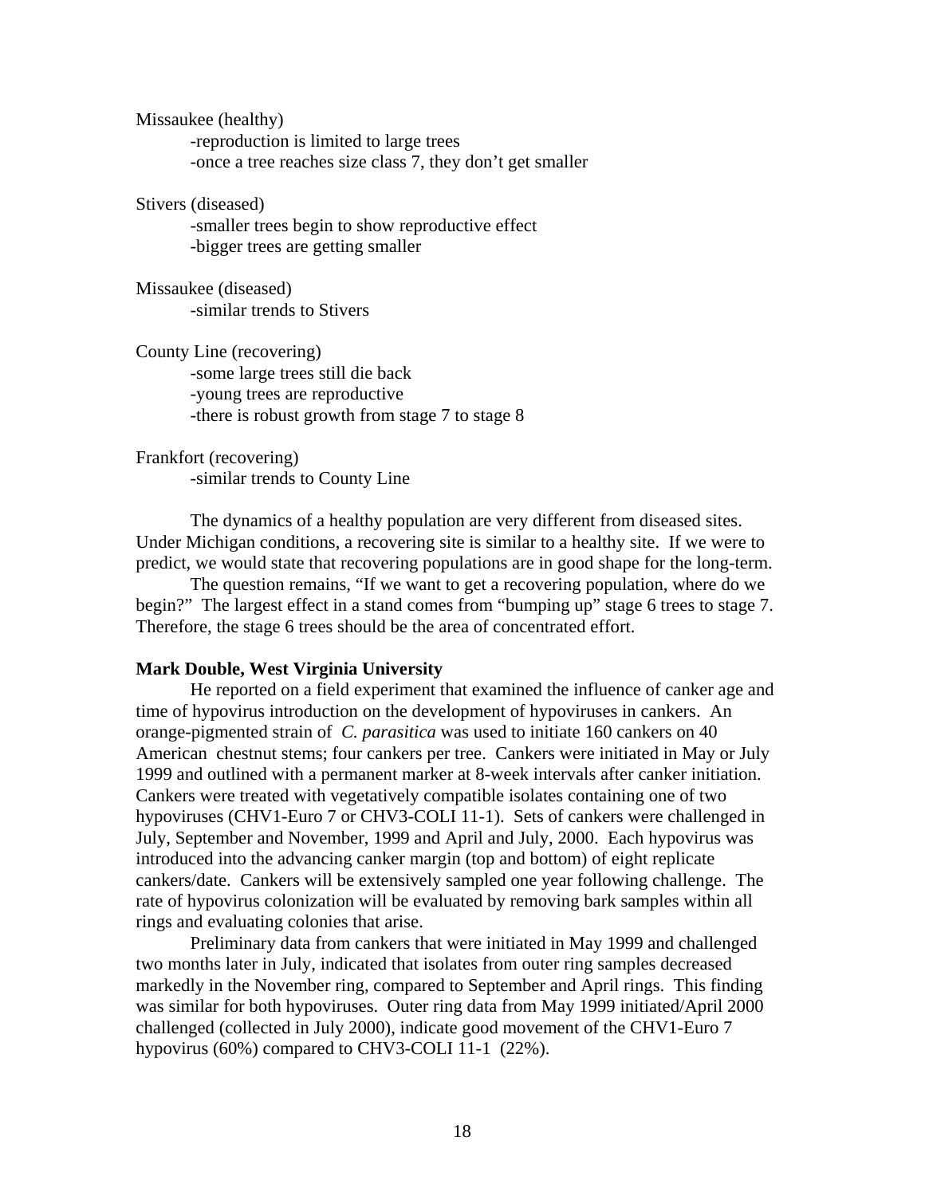Missaukee (healthy)

- reproduction is limited to large trees
- once a tree reaches size class 7, they don't get smaller

Stivers (diseased)

- smaller trees begin to show reproductive effect
- bigger trees are getting smaller

Missaukee (diseased)

- similar trends to Stivers

County Line (recovering)

- some large trees still die back
- young trees are reproductive
- there is robust growth from stage 7 to stage 8

Frankfort (recovering)

- similar trends to County Line

The dynamics of a healthy population are very different from diseased sites. Under Michigan conditions, a recovering site is similar to a healthy site. If we were to predict, we would state that recovering populations are in good shape for the long-term.

The question remains, "If we want to get a recovering population, where do we begin?" The largest effect in a stand comes from "bumping up" stage 6 trees to stage 7. Therefore, the stage 6 trees should be the area of concentrated effort.

**Mark Double, West Virginia University**

He reported on a field experiment that examined the influence of canker age and time of hypovirus introduction on the development of hypoviruses in cankers. An orange-pigmented strain of *C. parasitica* was used to initiate 160 cankers on 40 American chestnut stems; four cankers per tree. Cankers were initiated in May or July 1999 and outlined with a permanent marker at 8-week intervals after canker initiation. Cankers were treated with vegetatively compatible isolates containing one of two hypoviruses (CHV1-Euro 7 or CHV3-COLI 11-1). Sets of cankers were challenged in July, September and November, 1999 and April and July, 2000. Each hypovirus was introduced into the advancing canker margin (top and bottom) of eight replicate cankers/date. Cankers will be extensively sampled one year following challenge. The rate of hypovirus colonization will be evaluated by removing bark samples within all rings and evaluating colonies that arise.

Preliminary data from cankers that were initiated in May 1999 and challenged two months later in July, indicated that isolates from outer ring samples decreased markedly in the November ring, compared to September and April rings. This finding was similar for both hypoviruses. Outer ring data from May 1999 initiated/April 2000 challenged (collected in July 2000), indicate good movement of the CHV1-Euro 7 hypovirus (60%) compared to CHV3-COLI 11-1 (22%).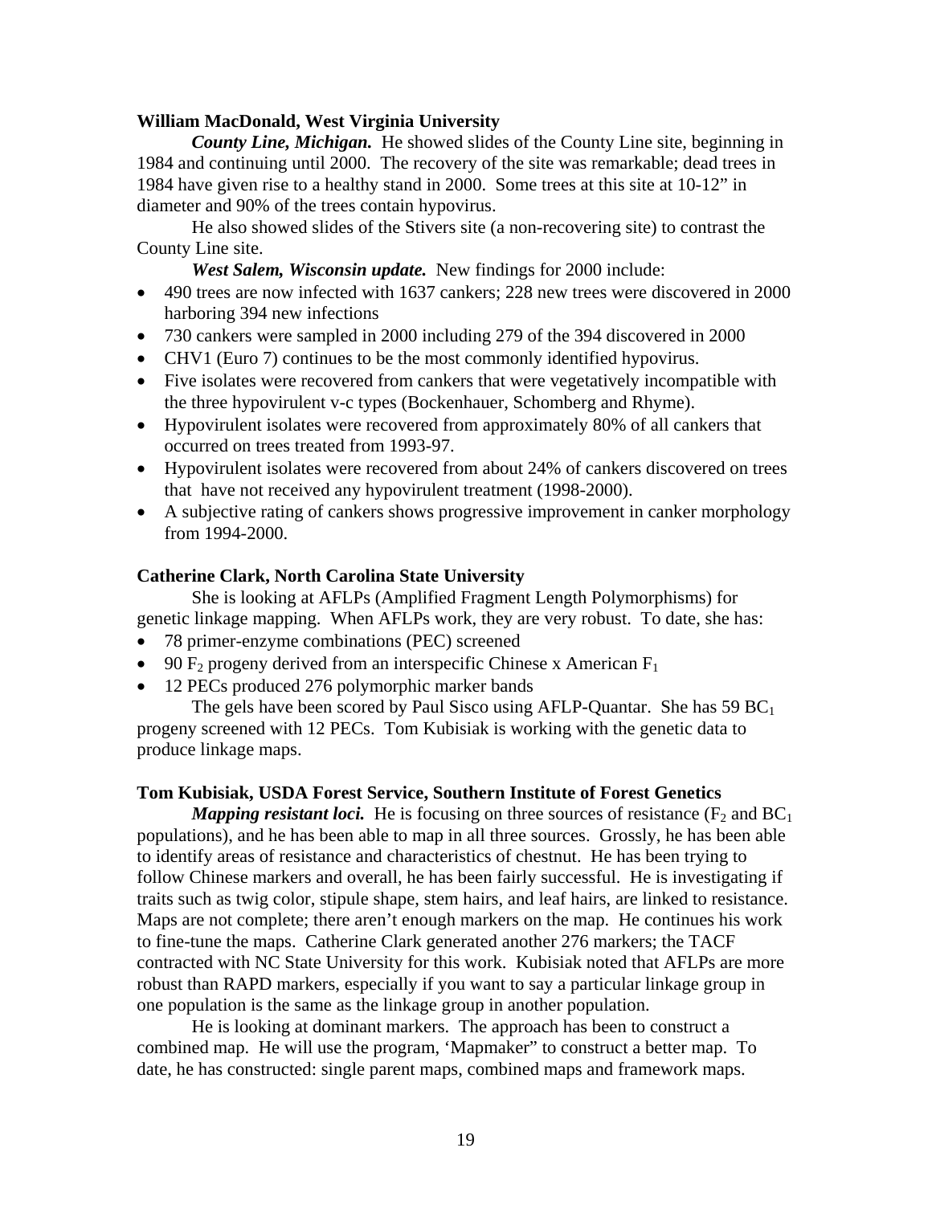**William MacDonald, West Virginia University**

***County Line, Michigan.*** He showed slides of the County Line site, beginning in 1984 and continuing until 2000. The recovery of the site was remarkable; dead trees in 1984 have given rise to a healthy stand in 2000. Some trees at this site at 10-12" in diameter and 90% of the trees contain hypovirus.

He also showed slides of the Stivers site (a non-recovering site) to contrast the County Line site.

***West Salem, Wisconsin update.*** New findings for 2000 include:

- 490 trees are now infected with 1637 cankers; 228 new trees were discovered in 2000 harboring 394 new infections
- 730 cankers were sampled in 2000 including 279 of the 394 discovered in 2000
- CHV1 (Euro 7) continues to be the most commonly identified hypovirus.
- Five isolates were recovered from cankers that were vegetatively incompatible with the three hypovirulent v-c types (Bockenhauer, Schomberg and Rhyme).
- Hypovirulent isolates were recovered from approximately 80% of all cankers that occurred on trees treated from 1993-97.
- Hypovirulent isolates were recovered from about 24% of cankers discovered on trees that have not received any hypovirulent treatment (1998-2000).
- A subjective rating of cankers shows progressive improvement in canker morphology from 1994-2000.

**Catherine Clark, North Carolina State University**

She is looking at AFLPs (Amplified Fragment Length Polymorphisms) for genetic linkage mapping. When AFLPs work, they are very robust. To date, she has:

- 78 primer-enzyme combinations (PEC) screened
- 90 $F_2$ progeny derived from an interspecific Chinese x American $F_1$
- 12 PECs produced 276 polymorphic marker bands

The gels have been scored by Paul Sisco using AFLP-Quantar. She has 59 $BC_1$ progeny screened with 12 PECs. Tom Kubisiak is working with the genetic data to produce linkage maps.

**Tom Kubisiak, USDA Forest Service, Southern Institute of Forest Genetics**

***Mapping resistant loci.*** He is focusing on three sources of resistance ($F_2$ and $BC_1$ populations), and he has been able to map in all three sources. Grossly, he has been able to identify areas of resistance and characteristics of chestnut. He has been trying to follow Chinese markers and overall, he has been fairly successful. He is investigating if traits such as twig color, stipule shape, stem hairs, and leaf hairs, are linked to resistance. Maps are not complete; there aren't enough markers on the map. He continues his work to fine-tune the maps. Catherine Clark generated another 276 markers; the TACF contracted with NC State University for this work. Kubisiak noted that AFLPs are more robust than RAPD markers, especially if you want to say a particular linkage group in one population is the same as the linkage group in another population.

He is looking at dominant markers. The approach has been to construct a combined map. He will use the program, 'Mapmaker" to construct a better map. To date, he has constructed: single parent maps, combined maps and framework maps.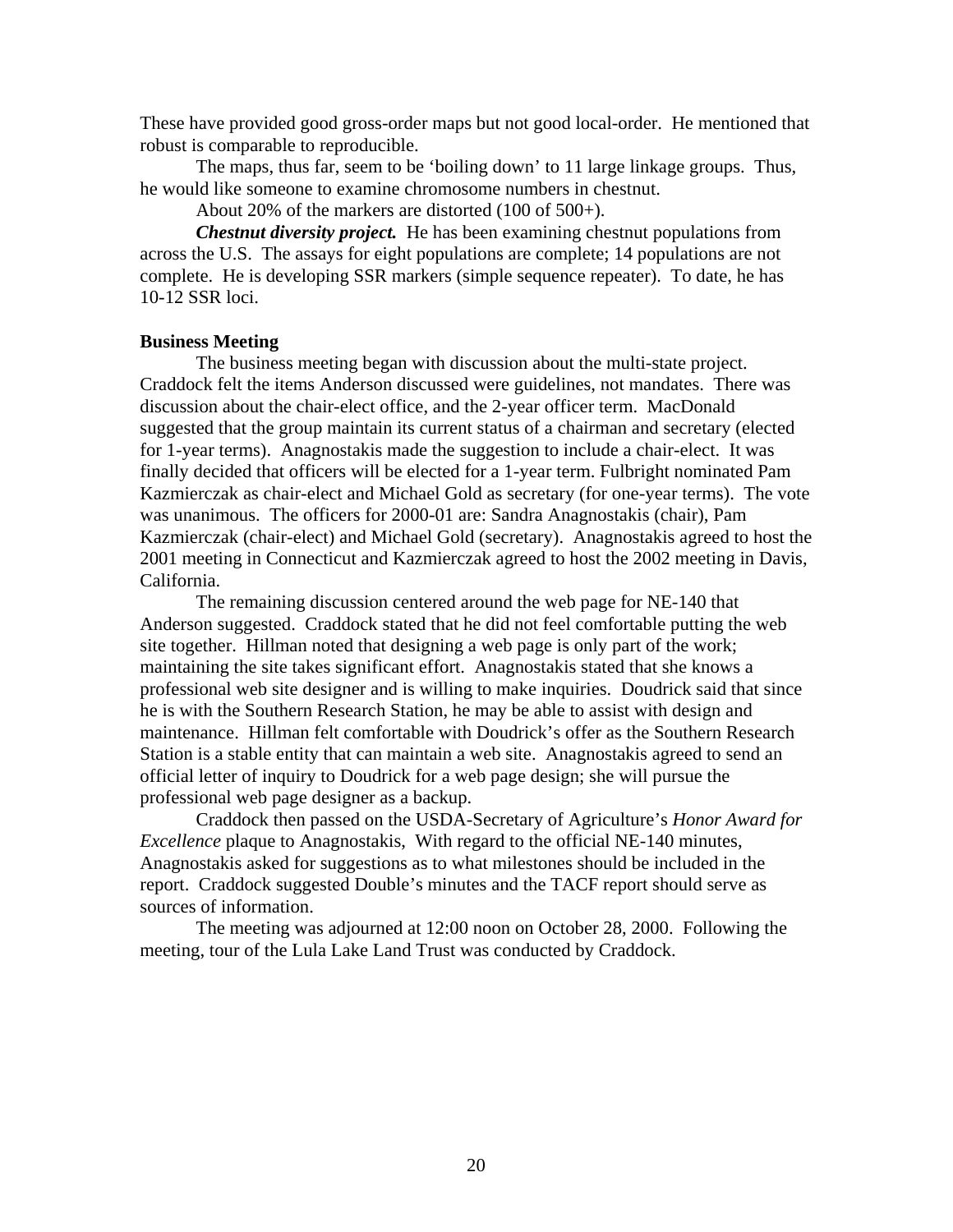These have provided good gross-order maps but not good local-order. He mentioned that robust is comparable to reproducible.

The maps, thus far, seem to be 'boiling down' to 11 large linkage groups. Thus, he would like someone to examine chromosome numbers in chestnut.

About 20% of the markers are distorted (100 of 500+).

***Chestnut diversity project.*** He has been examining chestnut populations from across the U.S. The assays for eight populations are complete; 14 populations are not complete. He is developing SSR markers (simple sequence repeater). To date, he has 10-12 SSR loci.

**Business Meeting**

The business meeting began with discussion about the multi-state project. Craddock felt the items Anderson discussed were guidelines, not mandates. There was discussion about the chair-elect office, and the 2-year officer term. MacDonald suggested that the group maintain its current status of a chairman and secretary (elected for 1-year terms). Anagnostakis made the suggestion to include a chair-elect. It was finally decided that officers will be elected for a 1-year term. Fulbright nominated Pam Kazmierczak as chair-elect and Michael Gold as secretary (for one-year terms). The vote was unanimous. The officers for 2000-01 are: Sandra Anagnostakis (chair), Pam Kazmierczak (chair-elect) and Michael Gold (secretary). Anagnostakis agreed to host the 2001 meeting in Connecticut and Kazmierczak agreed to host the 2002 meeting in Davis, California.

The remaining discussion centered around the web page for NE-140 that Anderson suggested. Craddock stated that he did not feel comfortable putting the web site together. Hillman noted that designing a web page is only part of the work; maintaining the site takes significant effort. Anagnostakis stated that she knows a professional web site designer and is willing to make inquiries. Doudrick said that since he is with the Southern Research Station, he may be able to assist with design and maintenance. Hillman felt comfortable with Doudrick's offer as the Southern Research Station is a stable entity that can maintain a web site. Anagnostakis agreed to send an official letter of inquiry to Doudrick for a web page design; she will pursue the professional web page designer as a backup.

Craddock then passed on the USDA-Secretary of Agriculture's *Honor Award for Excellence* plaque to Anagnostakis, With regard to the official NE-140 minutes, Anagnostakis asked for suggestions as to what milestones should be included in the report. Craddock suggested Double's minutes and the TACF report should serve as sources of information.

The meeting was adjourned at 12:00 noon on October 28, 2000. Following the meeting, tour of the Lula Lake Land Trust was conducted by Craddock.